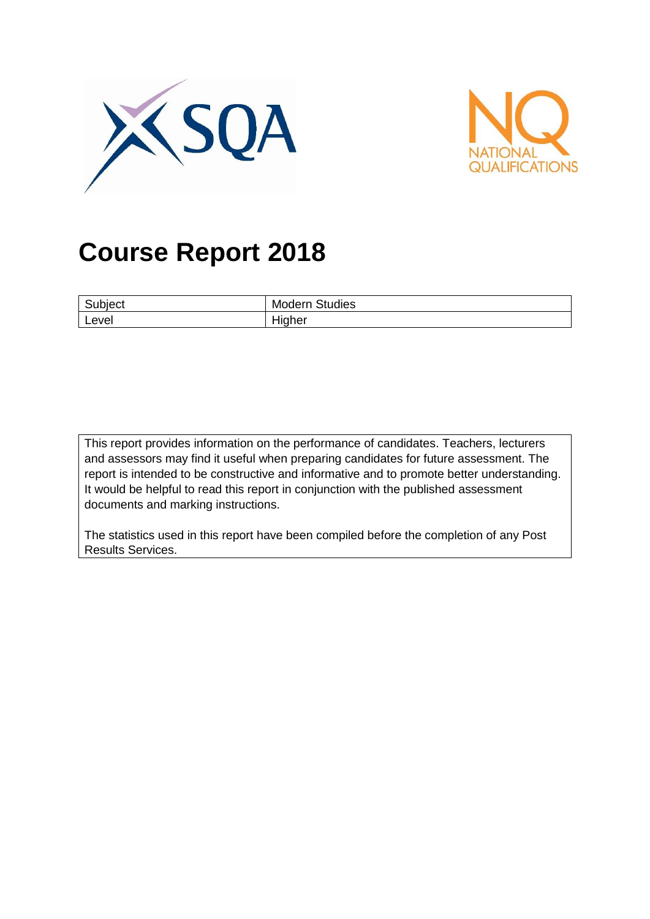# Course Report 2018

| | |
|---|---|
| Subject | Modern Studies |
| Level | Higher |

This report provides information on the performance of candidates. Teachers, lecturers and assessors may find it useful when preparing candidates for future assessment. The report is intended to be constructive and informative and to promote better understanding. It would be helpful to read this report in conjunction with the published assessment documents and marking instructions.

The statistics used in this report have been compiled before the completion of any Post Results Services.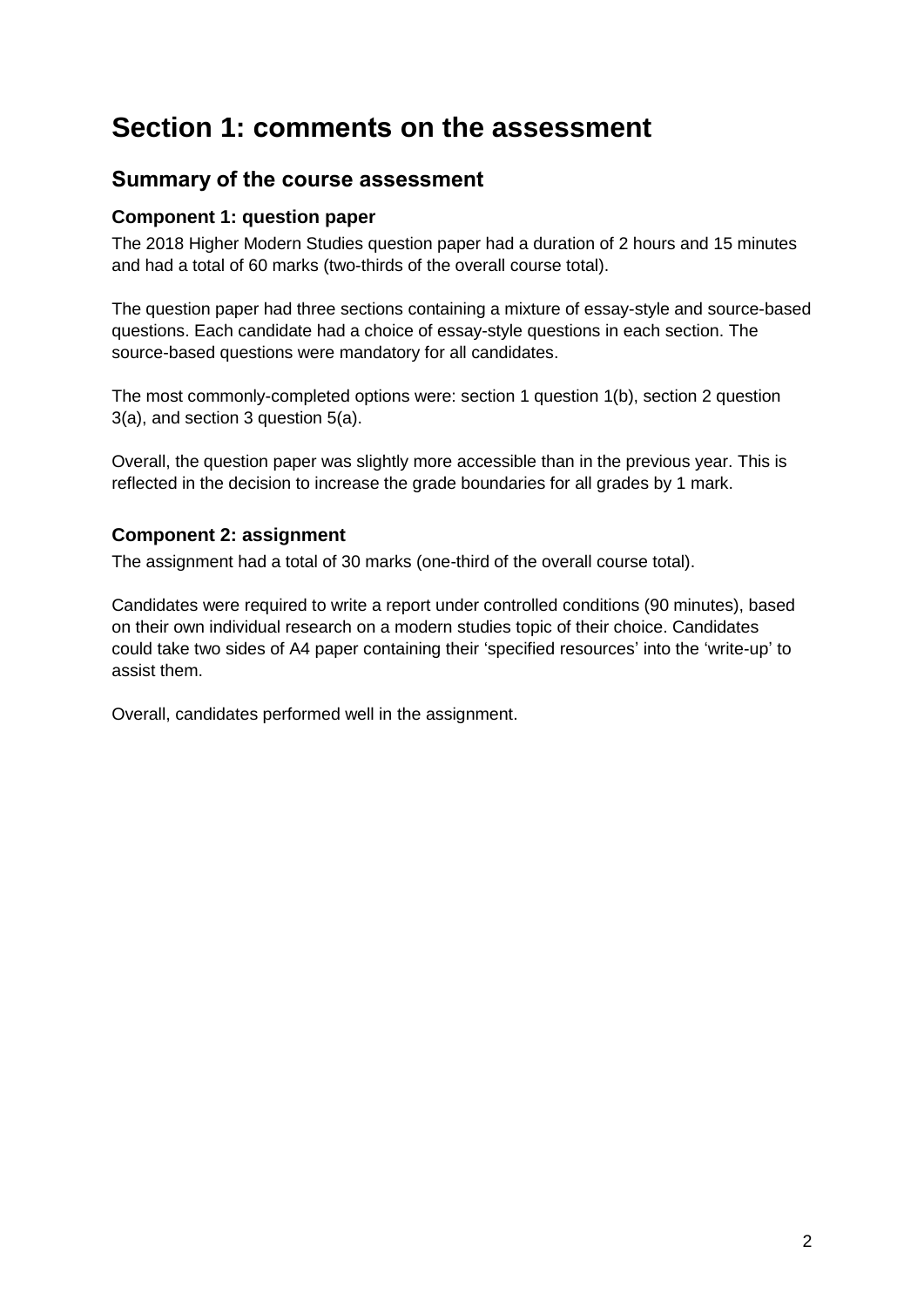# Section 1: comments on the assessment

## Summary of the course assessment

### Component 1: question paper

The 2018 Higher Modern Studies question paper had a duration of 2 hours and 15 minutes and had a total of 60 marks (two-thirds of the overall course total).

The question paper had three sections containing a mixture of essay-style and source-based questions. Each candidate had a choice of essay-style questions in each section. The source-based questions were mandatory for all candidates.

The most commonly-completed options were: section 1 question 1(b), section 2 question 3(a), and section 3 question 5(a).

Overall, the question paper was slightly more accessible than in the previous year. This is reflected in the decision to increase the grade boundaries for all grades by 1 mark.

### Component 2: assignment

The assignment had a total of 30 marks (one-third of the overall course total).

Candidates were required to write a report under controlled conditions (90 minutes), based on their own individual research on a modern studies topic of their choice. Candidates could take two sides of A4 paper containing their 'specified resources' into the 'write-up' to assist them.

Overall, candidates performed well in the assignment.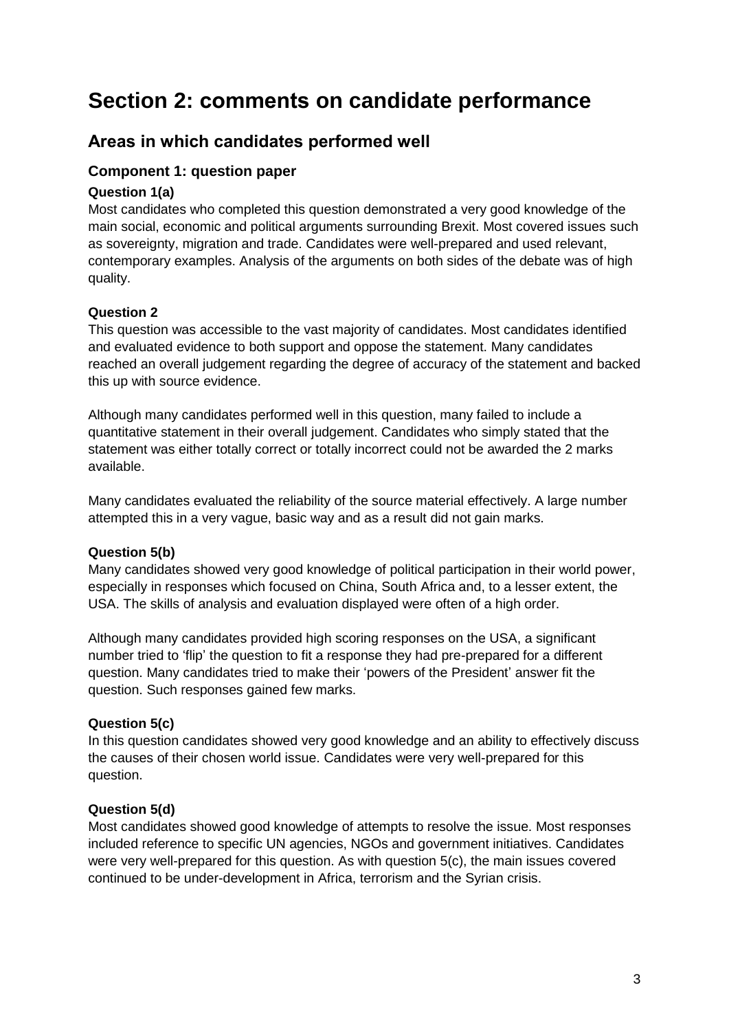# Section 2: comments on candidate performance

## Areas in which candidates performed well

### Component 1: question paper

**Question 1(a)**

Most candidates who completed this question demonstrated a very good knowledge of the main social, economic and political arguments surrounding Brexit. Most covered issues such as sovereignty, migration and trade. Candidates were well-prepared and used relevant, contemporary examples. Analysis of the arguments on both sides of the debate was of high quality.

**Question 2**

This question was accessible to the vast majority of candidates. Most candidates identified and evaluated evidence to both support and oppose the statement. Many candidates reached an overall judgement regarding the degree of accuracy of the statement and backed this up with source evidence.

Although many candidates performed well in this question, many failed to include a quantitative statement in their overall judgement. Candidates who simply stated that the statement was either totally correct or totally incorrect could not be awarded the 2 marks available.

Many candidates evaluated the reliability of the source material effectively. A large number attempted this in a very vague, basic way and as a result did not gain marks.

**Question 5(b)**

Many candidates showed very good knowledge of political participation in their world power, especially in responses which focused on China, South Africa and, to a lesser extent, the USA. The skills of analysis and evaluation displayed were often of a high order.

Although many candidates provided high scoring responses on the USA, a significant number tried to 'flip' the question to fit a response they had pre-prepared for a different question. Many candidates tried to make their 'powers of the President' answer fit the question. Such responses gained few marks.

**Question 5(c)**

In this question candidates showed very good knowledge and an ability to effectively discuss the causes of their chosen world issue. Candidates were very well-prepared for this question.

**Question 5(d)**

Most candidates showed good knowledge of attempts to resolve the issue. Most responses included reference to specific UN agencies, NGOs and government initiatives. Candidates were very well-prepared for this question. As with question 5(c), the main issues covered continued to be under-development in Africa, terrorism and the Syrian crisis.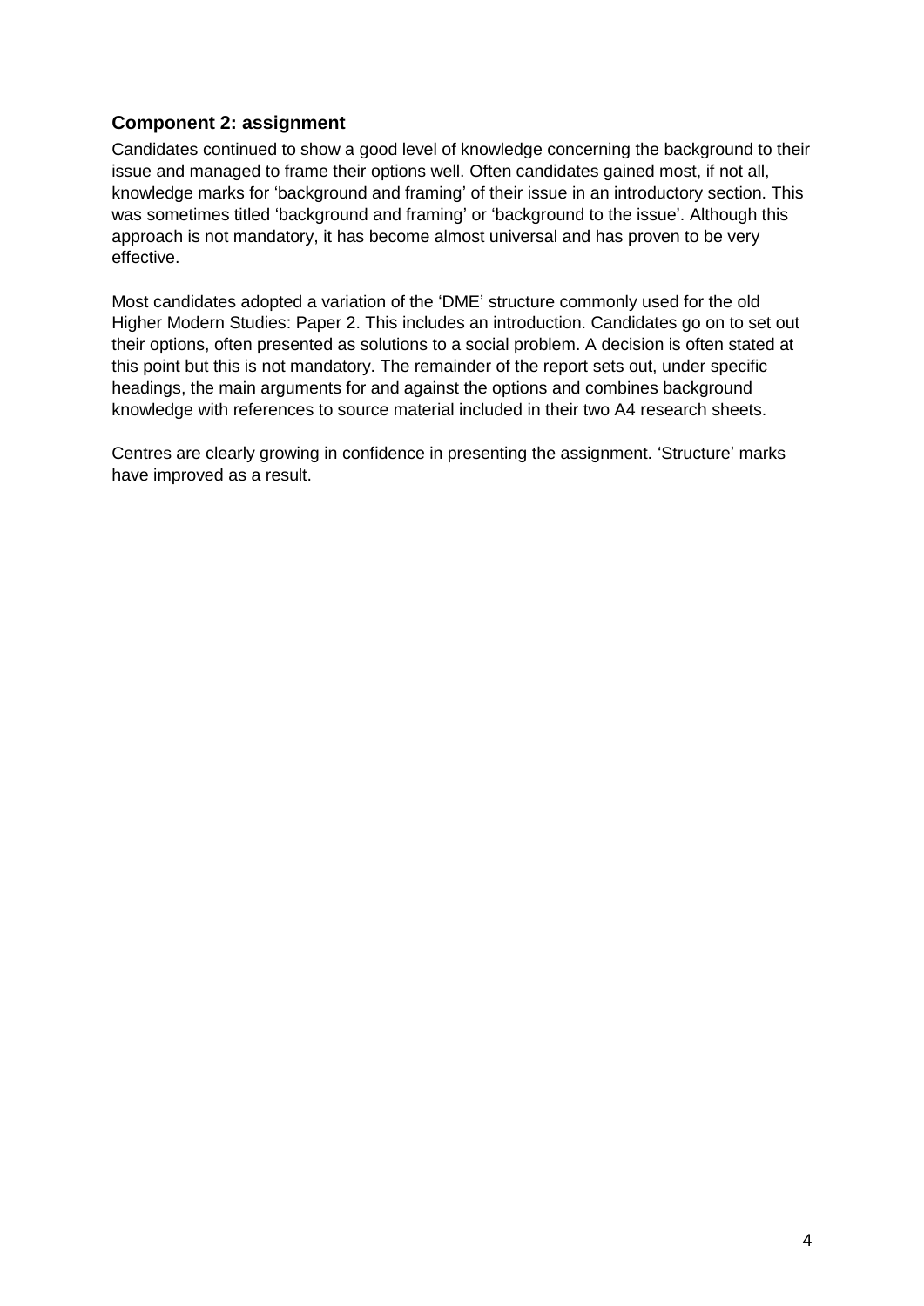### Component 2: assignment

Candidates continued to show a good level of knowledge concerning the background to their issue and managed to frame their options well. Often candidates gained most, if not all, knowledge marks for 'background and framing' of their issue in an introductory section. This was sometimes titled 'background and framing' or 'background to the issue'. Although this approach is not mandatory, it has become almost universal and has proven to be very effective.

Most candidates adopted a variation of the 'DME' structure commonly used for the old Higher Modern Studies: Paper 2. This includes an introduction. Candidates go on to set out their options, often presented as solutions to a social problem. A decision is often stated at this point but this is not mandatory. The remainder of the report sets out, under specific headings, the main arguments for and against the options and combines background knowledge with references to source material included in their two A4 research sheets.

Centres are clearly growing in confidence in presenting the assignment. 'Structure' marks have improved as a result.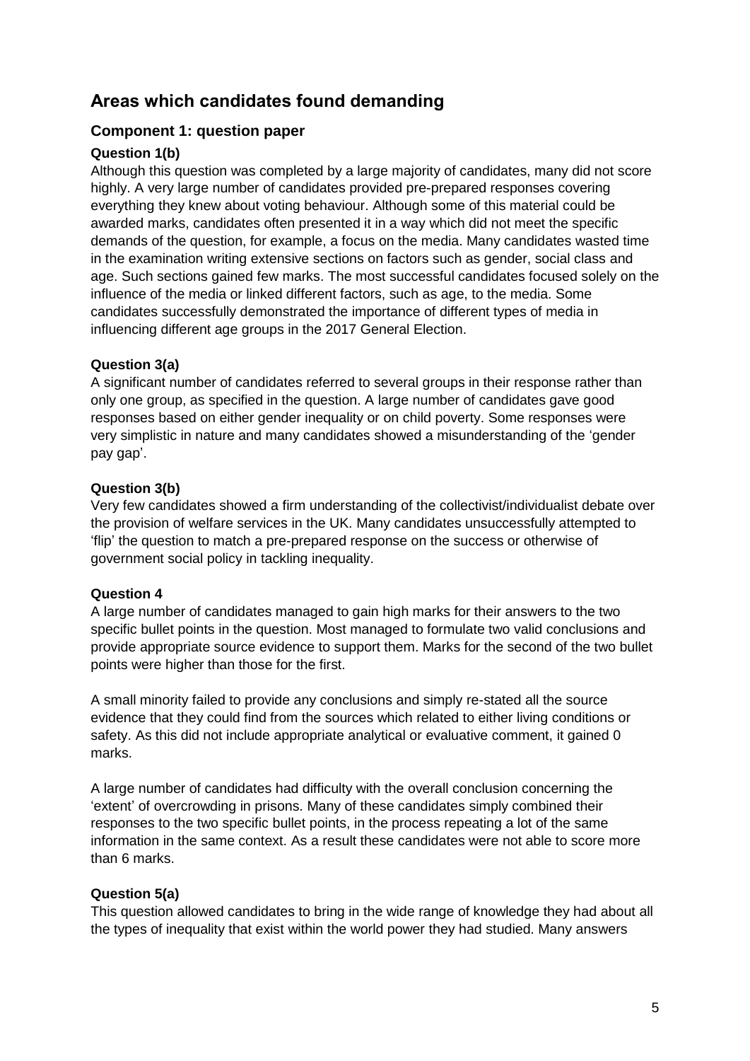## Areas which candidates found demanding

### Component 1: question paper

#### Question 1(b)

Although this question was completed by a large majority of candidates, many did not score highly. A very large number of candidates provided pre-prepared responses covering everything they knew about voting behaviour. Although some of this material could be awarded marks, candidates often presented it in a way which did not meet the specific demands of the question, for example, a focus on the media. Many candidates wasted time in the examination writing extensive sections on factors such as gender, social class and age. Such sections gained few marks. The most successful candidates focused solely on the influence of the media or linked different factors, such as age, to the media. Some candidates successfully demonstrated the importance of different types of media in influencing different age groups in the 2017 General Election.

#### Question 3(a)

A significant number of candidates referred to several groups in their response rather than only one group, as specified in the question. A large number of candidates gave good responses based on either gender inequality or on child poverty. Some responses were very simplistic in nature and many candidates showed a misunderstanding of the 'gender pay gap'.

#### Question 3(b)

Very few candidates showed a firm understanding of the collectivist/individualist debate over the provision of welfare services in the UK. Many candidates unsuccessfully attempted to 'flip' the question to match a pre-prepared response on the success or otherwise of government social policy in tackling inequality.

#### Question 4

A large number of candidates managed to gain high marks for their answers to the two specific bullet points in the question. Most managed to formulate two valid conclusions and provide appropriate source evidence to support them. Marks for the second of the two bullet points were higher than those for the first.

A small minority failed to provide any conclusions and simply re-stated all the source evidence that they could find from the sources which related to either living conditions or safety. As this did not include appropriate analytical or evaluative comment, it gained 0 marks.

A large number of candidates had difficulty with the overall conclusion concerning the 'extent' of overcrowding in prisons. Many of these candidates simply combined their responses to the two specific bullet points, in the process repeating a lot of the same information in the same context. As a result these candidates were not able to score more than 6 marks.

#### Question 5(a)

This question allowed candidates to bring in the wide range of knowledge they had about all the types of inequality that exist within the world power they had studied. Many answers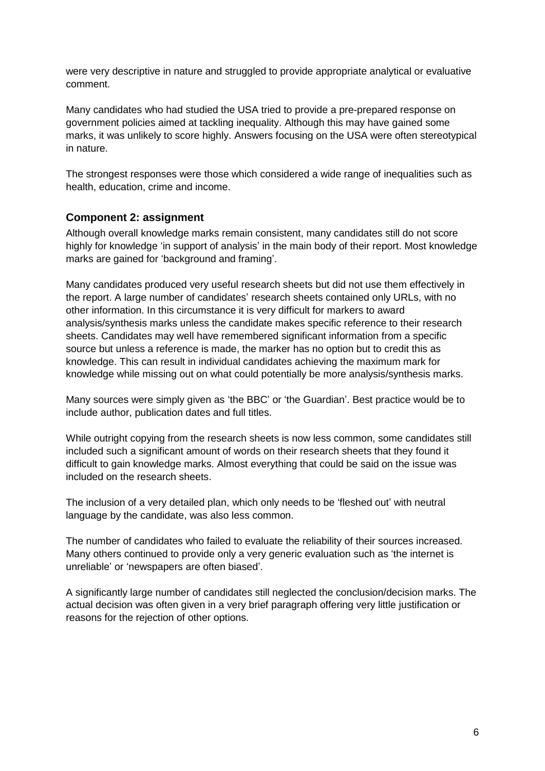were very descriptive in nature and struggled to provide appropriate analytical or evaluative comment.

Many candidates who had studied the USA tried to provide a pre-prepared response on government policies aimed at tackling inequality. Although this may have gained some marks, it was unlikely to score highly. Answers focusing on the USA were often stereotypical in nature.

The strongest responses were those which considered a wide range of inequalities such as health, education, crime and income.

### Component 2: assignment

Although overall knowledge marks remain consistent, many candidates still do not score highly for knowledge 'in support of analysis' in the main body of their report. Most knowledge marks are gained for 'background and framing'.

Many candidates produced very useful research sheets but did not use them effectively in the report. A large number of candidates' research sheets contained only URLs, with no other information. In this circumstance it is very difficult for markers to award analysis/synthesis marks unless the candidate makes specific reference to their research sheets. Candidates may well have remembered significant information from a specific source but unless a reference is made, the marker has no option but to credit this as knowledge. This can result in individual candidates achieving the maximum mark for knowledge while missing out on what could potentially be more analysis/synthesis marks.

Many sources were simply given as 'the BBC' or 'the Guardian'. Best practice would be to include author, publication dates and full titles.

While outright copying from the research sheets is now less common, some candidates still included such a significant amount of words on their research sheets that they found it difficult to gain knowledge marks. Almost everything that could be said on the issue was included on the research sheets.

The inclusion of a very detailed plan, which only needs to be 'fleshed out' with neutral language by the candidate, was also less common.

The number of candidates who failed to evaluate the reliability of their sources increased. Many others continued to provide only a very generic evaluation such as 'the internet is unreliable' or 'newspapers are often biased'.

A significantly large number of candidates still neglected the conclusion/decision marks. The actual decision was often given in a very brief paragraph offering very little justification or reasons for the rejection of other options.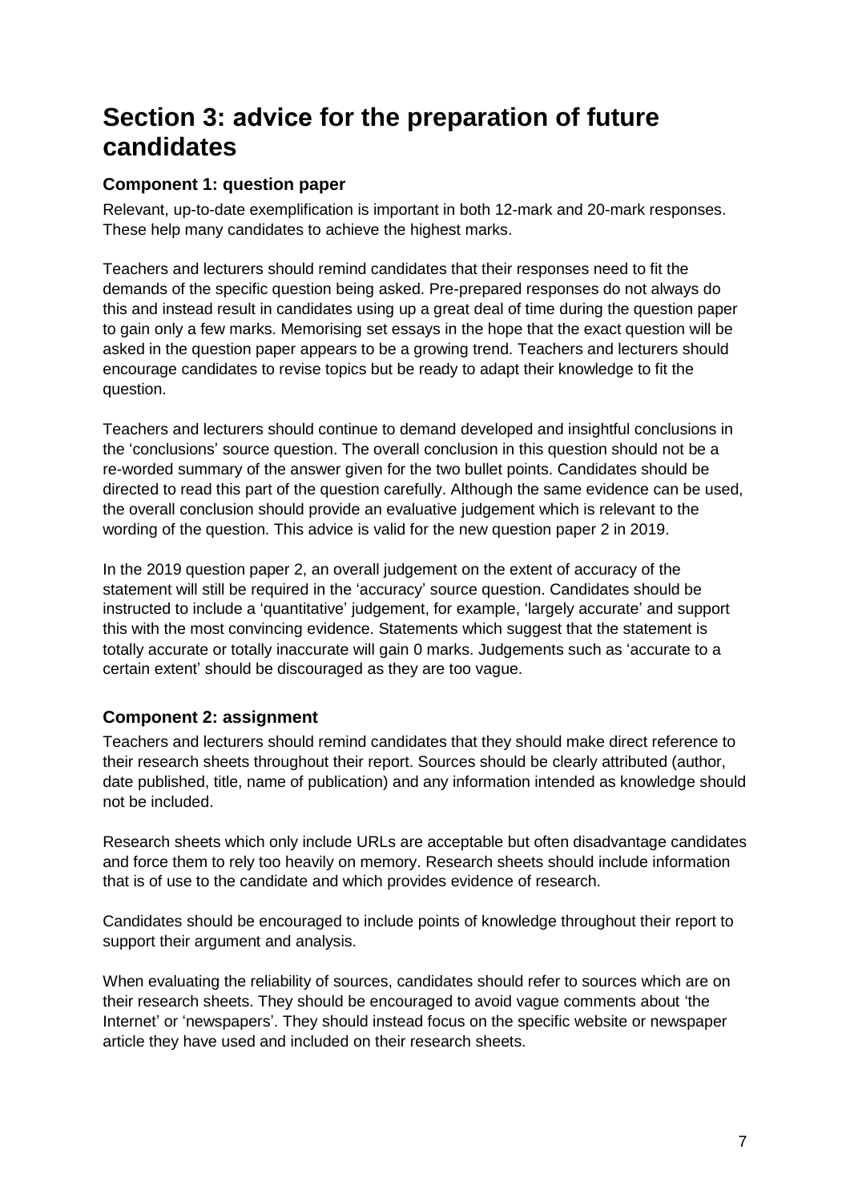# Section 3: advice for the preparation of future candidates

### Component 1: question paper

Relevant, up-to-date exemplification is important in both 12-mark and 20-mark responses. These help many candidates to achieve the highest marks.

Teachers and lecturers should remind candidates that their responses need to fit the demands of the specific question being asked. Pre-prepared responses do not always do this and instead result in candidates using up a great deal of time during the question paper to gain only a few marks. Memorising set essays in the hope that the exact question will be asked in the question paper appears to be a growing trend. Teachers and lecturers should encourage candidates to revise topics but be ready to adapt their knowledge to fit the question.

Teachers and lecturers should continue to demand developed and insightful conclusions in the 'conclusions' source question. The overall conclusion in this question should not be a re-worded summary of the answer given for the two bullet points. Candidates should be directed to read this part of the question carefully. Although the same evidence can be used, the overall conclusion should provide an evaluative judgement which is relevant to the wording of the question. This advice is valid for the new question paper 2 in 2019.

In the 2019 question paper 2, an overall judgement on the extent of accuracy of the statement will still be required in the 'accuracy' source question. Candidates should be instructed to include a 'quantitative' judgement, for example, 'largely accurate' and support this with the most convincing evidence. Statements which suggest that the statement is totally accurate or totally inaccurate will gain 0 marks. Judgements such as 'accurate to a certain extent' should be discouraged as they are too vague.

### Component 2: assignment

Teachers and lecturers should remind candidates that they should make direct reference to their research sheets throughout their report. Sources should be clearly attributed (author, date published, title, name of publication) and any information intended as knowledge should not be included.

Research sheets which only include URLs are acceptable but often disadvantage candidates and force them to rely too heavily on memory. Research sheets should include information that is of use to the candidate and which provides evidence of research.

Candidates should be encouraged to include points of knowledge throughout their report to support their argument and analysis.

When evaluating the reliability of sources, candidates should refer to sources which are on their research sheets. They should be encouraged to avoid vague comments about 'the Internet' or 'newspapers'. They should instead focus on the specific website or newspaper article they have used and included on their research sheets.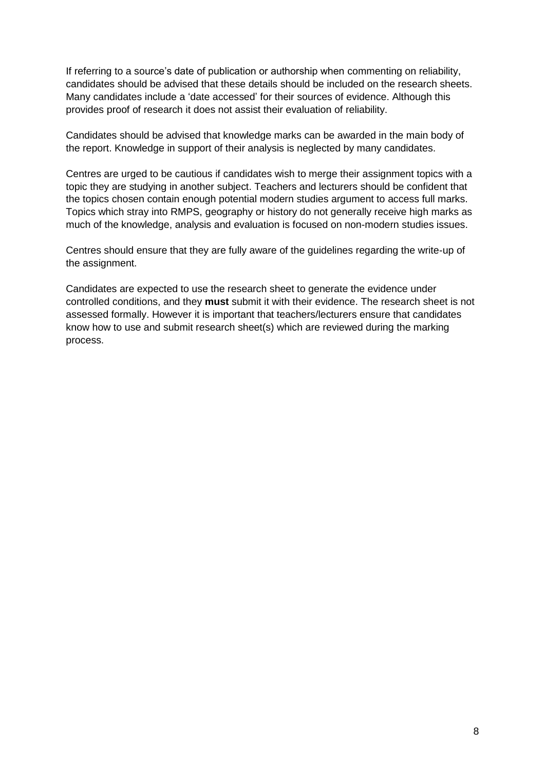If referring to a source's date of publication or authorship when commenting on reliability, candidates should be advised that these details should be included on the research sheets. Many candidates include a 'date accessed' for their sources of evidence. Although this provides proof of research it does not assist their evaluation of reliability.

Candidates should be advised that knowledge marks can be awarded in the main body of the report. Knowledge in support of their analysis is neglected by many candidates.

Centres are urged to be cautious if candidates wish to merge their assignment topics with a topic they are studying in another subject. Teachers and lecturers should be confident that the topics chosen contain enough potential modern studies argument to access full marks. Topics which stray into RMPS, geography or history do not generally receive high marks as much of the knowledge, analysis and evaluation is focused on non-modern studies issues.

Centres should ensure that they are fully aware of the guidelines regarding the write-up of the assignment.

Candidates are expected to use the research sheet to generate the evidence under controlled conditions, and they **must** submit it with their evidence. The research sheet is not assessed formally. However it is important that teachers/lecturers ensure that candidates know how to use and submit research sheet(s) which are reviewed during the marking process.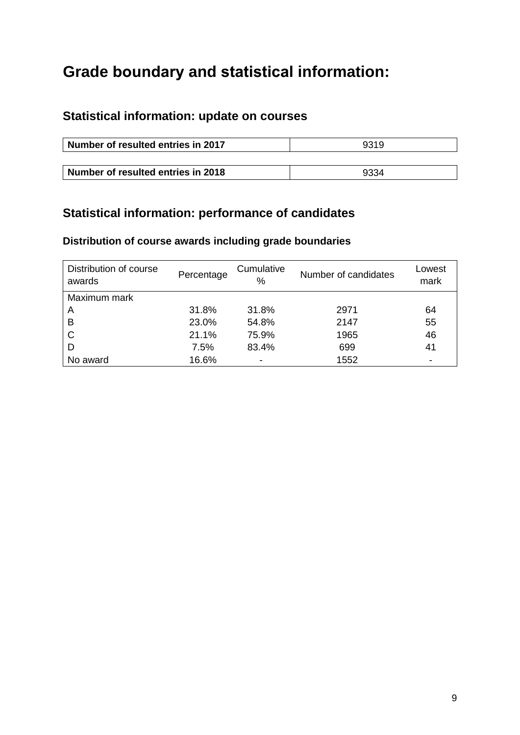# Grade boundary and statistical information:

## Statistical information: update on courses

| | |
|---|---|
| **Number of resulted entries in 2017** | 9319 |

| | |
|---|---|
| **Number of resulted entries in 2018** | 9334 |

## Statistical information: performance of candidates

### Distribution of course awards including grade boundaries

| Distribution of course awards | Percentage | Cumulative % | Number of candidates | Lowest mark |
|---|---|---|---|---|
| Maximum mark | | | | |
| A | 31.8% | 31.8% | 2971 | 64 |
| B | 23.0% | 54.8% | 2147 | 55 |
| C | 21.1% | 75.9% | 1965 | 46 |
| D | 7.5% | 83.4% | 699 | 41 |
| No award | 16.6% | - | 1552 | - |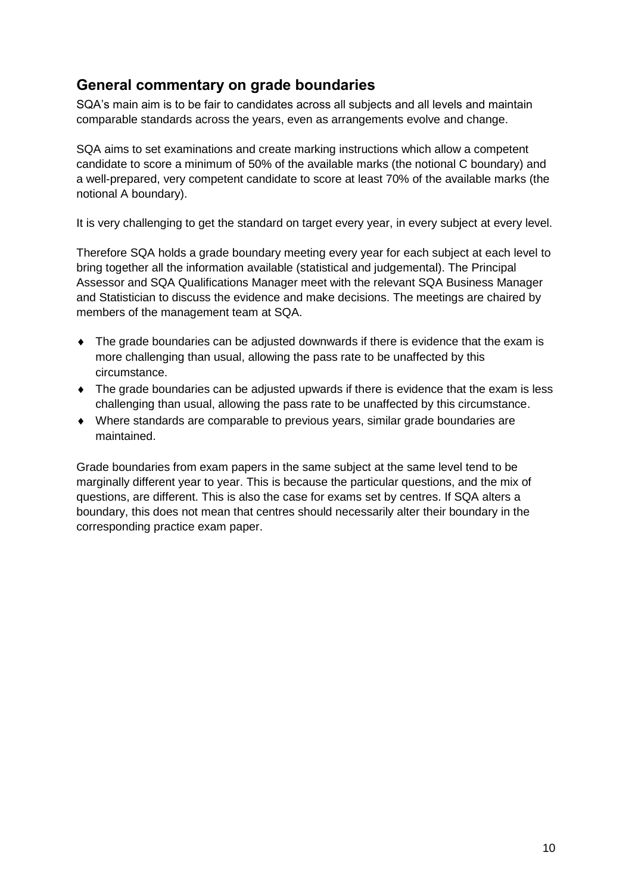## General commentary on grade boundaries

SQA's main aim is to be fair to candidates across all subjects and all levels and maintain comparable standards across the years, even as arrangements evolve and change.

SQA aims to set examinations and create marking instructions which allow a competent candidate to score a minimum of 50% of the available marks (the notional C boundary) and a well-prepared, very competent candidate to score at least 70% of the available marks (the notional A boundary).

It is very challenging to get the standard on target every year, in every subject at every level.

Therefore SQA holds a grade boundary meeting every year for each subject at each level to bring together all the information available (statistical and judgemental). The Principal Assessor and SQA Qualifications Manager meet with the relevant SQA Business Manager and Statistician to discuss the evidence and make decisions. The meetings are chaired by members of the management team at SQA.

- The grade boundaries can be adjusted downwards if there is evidence that the exam is more challenging than usual, allowing the pass rate to be unaffected by this circumstance.
- The grade boundaries can be adjusted upwards if there is evidence that the exam is less challenging than usual, allowing the pass rate to be unaffected by this circumstance.
- Where standards are comparable to previous years, similar grade boundaries are maintained.

Grade boundaries from exam papers in the same subject at the same level tend to be marginally different year to year. This is because the particular questions, and the mix of questions, are different. This is also the case for exams set by centres. If SQA alters a boundary, this does not mean that centres should necessarily alter their boundary in the corresponding practice exam paper.